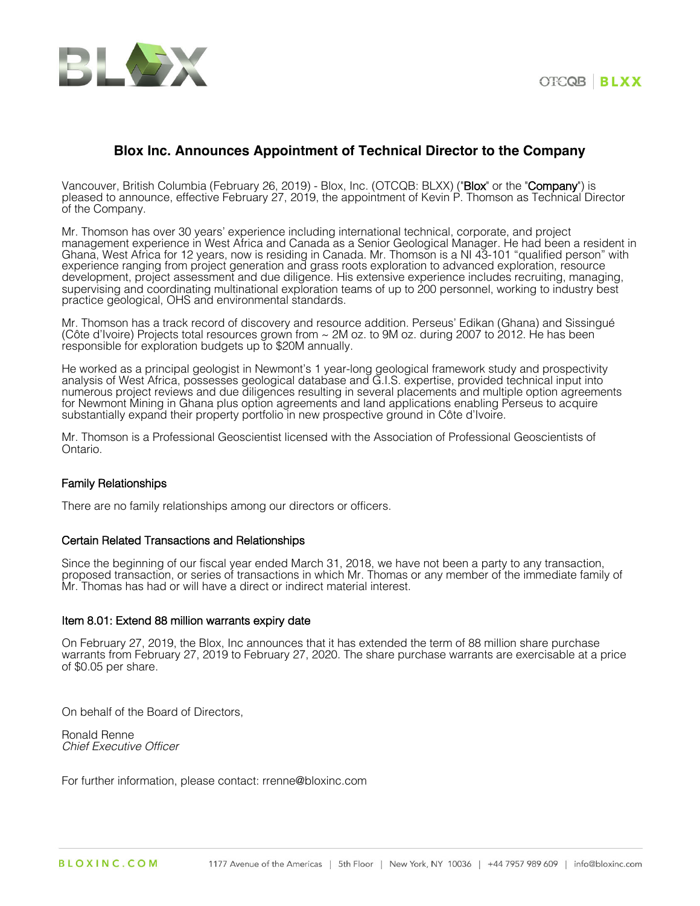# Blox Inc. Announces Appointment of Technical Director to the Company

Vancouver, British Columbia (February 26, 2019) - Blox, Inc. (OTCQB: BLXX) ("**Blox**" or the "**Company**") is pleased to announce, effective February 27, 2019, the appointment of Kevin P. Thomson as Technical Director of the Company.

Mr. Thomson has over 30 years' experience including international technical, corporate, and project management experience in West Africa and Canada as a Senior Geological Manager. He had been a resident in Ghana, West Africa for 12 years, now is residing in Canada. Mr. Thomson is a NI 43-101 "qualified person" with experience ranging from project generation and grass roots exploration to advanced exploration, resource development, project assessment and due diligence. His extensive experience includes recruiting, managing, supervising and coordinating multinational exploration teams of up to 200 personnel, working to industry best practice geological, OHS and environmental standards.

Mr. Thomson has a track record of discovery and resource addition. Perseus' Edikan (Ghana) and Sissingué (Côte d'Ivoire) Projects total resources grown from ~ 2M oz. to 9M oz. during 2007 to 2012. He has been responsible for exploration budgets up to $20M annually.

He worked as a principal geologist in Newmont's 1 year-long geological framework study and prospectivity analysis of West Africa, possesses geological database and G.I.S. expertise, provided technical input into numerous project reviews and due diligences resulting in several placements and multiple option agreements for Newmont Mining in Ghana plus option agreements and land applications enabling Perseus to acquire substantially expand their property portfolio in new prospective ground in Côte d'Ivoire.

Mr. Thomson is a Professional Geoscientist licensed with the Association of Professional Geoscientists of Ontario.

### Family Relationships

There are no family relationships among our directors or officers.

### Certain Related Transactions and Relationships

Since the beginning of our fiscal year ended March 31, 2018, we have not been a party to any transaction, proposed transaction, or series of transactions in which Mr. Thomas or any member of the immediate family of Mr. Thomas has had or will have a direct or indirect material interest.

### Item 8.01: Extend 88 million warrants expiry date

On February 27, 2019, the Blox, Inc announces that it has extended the term of 88 million share purchase warrants from February 27, 2019 to February 27, 2020. The share purchase warrants are exercisable at a price of $0.05 per share.

On behalf of the Board of Directors,

Ronald Renne
*Chief Executive Officer*

For further information, please contact: rrenne@bloxinc.com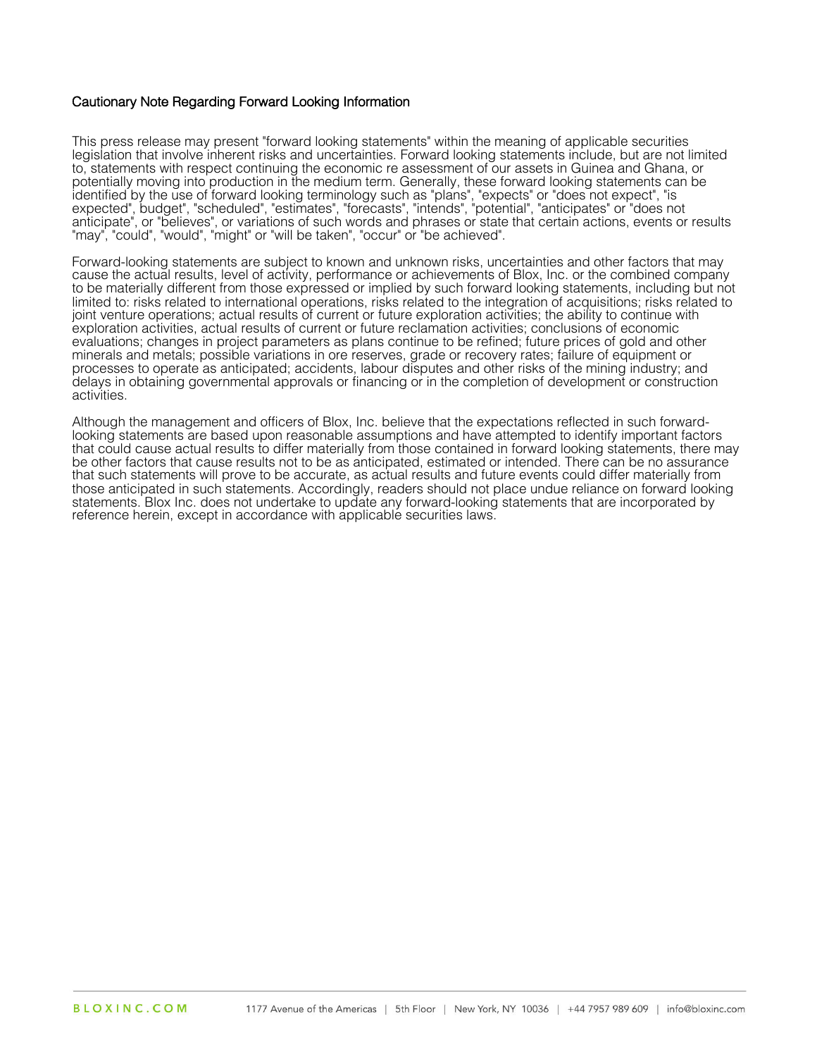## Cautionary Note Regarding Forward Looking Information

This press release may present "forward looking statements" within the meaning of applicable securities legislation that involve inherent risks and uncertainties. Forward looking statements include, but are not limited to, statements with respect continuing the economic re assessment of our assets in Guinea and Ghana, or potentially moving into production in the medium term. Generally, these forward looking statements can be identified by the use of forward looking terminology such as "plans", "expects" or "does not expect", "is expected", budget", "scheduled", "estimates", "forecasts", "intends", "potential", "anticipates" or "does not anticipate", or "believes", or variations of such words and phrases or state that certain actions, events or results "may", "could", "would", "might" or "will be taken", "occur" or "be achieved".

Forward-looking statements are subject to known and unknown risks, uncertainties and other factors that may cause the actual results, level of activity, performance or achievements of Blox, Inc. or the combined company to be materially different from those expressed or implied by such forward looking statements, including but not limited to: risks related to international operations, risks related to the integration of acquisitions; risks related to joint venture operations; actual results of current or future exploration activities; the ability to continue with exploration activities, actual results of current or future reclamation activities; conclusions of economic evaluations; changes in project parameters as plans continue to be refined; future prices of gold and other minerals and metals; possible variations in ore reserves, grade or recovery rates; failure of equipment or processes to operate as anticipated; accidents, labour disputes and other risks of the mining industry; and delays in obtaining governmental approvals or financing or in the completion of development or construction activities.

Although the management and officers of Blox, Inc. believe that the expectations reflected in such forward-looking statements are based upon reasonable assumptions and have attempted to identify important factors that could cause actual results to differ materially from those contained in forward looking statements, there may be other factors that cause results not to be as anticipated, estimated or intended. There can be no assurance that such statements will prove to be accurate, as actual results and future events could differ materially from those anticipated in such statements. Accordingly, readers should not place undue reliance on forward looking statements. Blox Inc. does not undertake to update any forward-looking statements that are incorporated by reference herein, except in accordance with applicable securities laws.